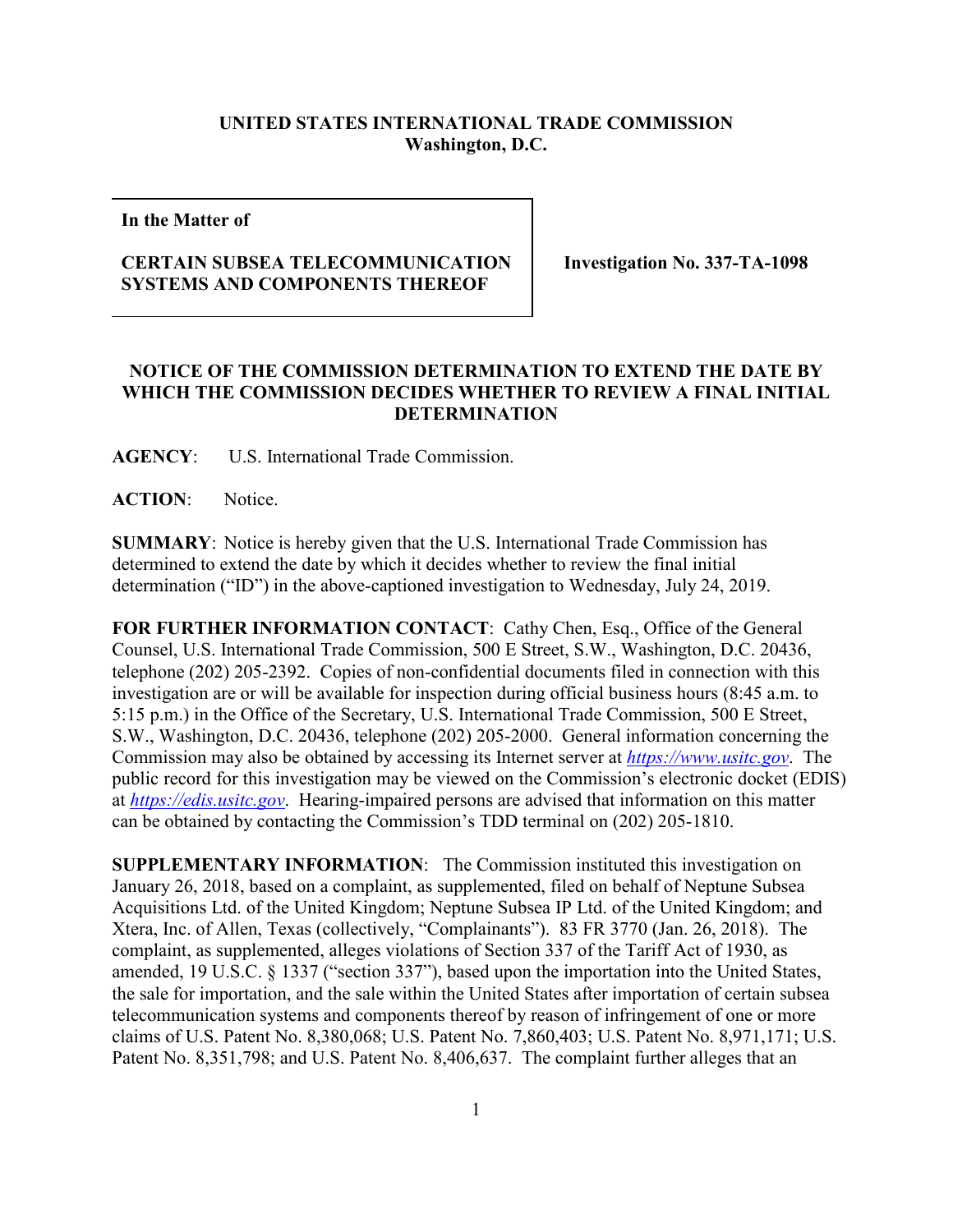**UNITED STATES INTERNATIONAL TRADE COMMISSION**
**Washington, D.C.**

| In the Matter of<br><br>**CERTAIN SUBSEA TELECOMMUNICATION SYSTEMS AND COMPONENTS THEREOF** | **Investigation No. 337-TA-1098** |
|---|---|

## NOTICE OF THE COMMISSION DETERMINATION TO EXTEND THE DATE BY WHICH THE COMMISSION DECIDES WHETHER TO REVIEW A FINAL INITIAL DETERMINATION

**AGENCY**: U.S. International Trade Commission.

**ACTION**: Notice.

**SUMMARY**: Notice is hereby given that the U.S. International Trade Commission has determined to extend the date by which it decides whether to review the final initial determination ("ID") in the above-captioned investigation to Wednesday, July 24, 2019.

**FOR FURTHER INFORMATION CONTACT**: Cathy Chen, Esq., Office of the General Counsel, U.S. International Trade Commission, 500 E Street, S.W., Washington, D.C. 20436, telephone (202) 205-2392. Copies of non-confidential documents filed in connection with this investigation are or will be available for inspection during official business hours (8:45 a.m. to 5:15 p.m.) in the Office of the Secretary, U.S. International Trade Commission, 500 E Street, S.W., Washington, D.C. 20436, telephone (202) 205-2000. General information concerning the Commission may also be obtained by accessing its Internet server at *https://www.usitc.gov*. The public record for this investigation may be viewed on the Commission's electronic docket (EDIS) at *https://edis.usitc.gov*. Hearing-impaired persons are advised that information on this matter can be obtained by contacting the Commission's TDD terminal on (202) 205-1810.

**SUPPLEMENTARY INFORMATION**: The Commission instituted this investigation on January 26, 2018, based on a complaint, as supplemented, filed on behalf of Neptune Subsea Acquisitions Ltd. of the United Kingdom; Neptune Subsea IP Ltd. of the United Kingdom; and Xtera, Inc. of Allen, Texas (collectively, "Complainants"). 83 FR 3770 (Jan. 26, 2018). The complaint, as supplemented, alleges violations of Section 337 of the Tariff Act of 1930, as amended, 19 U.S.C. § 1337 ("section 337"), based upon the importation into the United States, the sale for importation, and the sale within the United States after importation of certain subsea telecommunication systems and components thereof by reason of infringement of one or more claims of U.S. Patent No. 8,380,068; U.S. Patent No. 7,860,403; U.S. Patent No. 8,971,171; U.S. Patent No. 8,351,798; and U.S. Patent No. 8,406,637. The complaint further alleges that an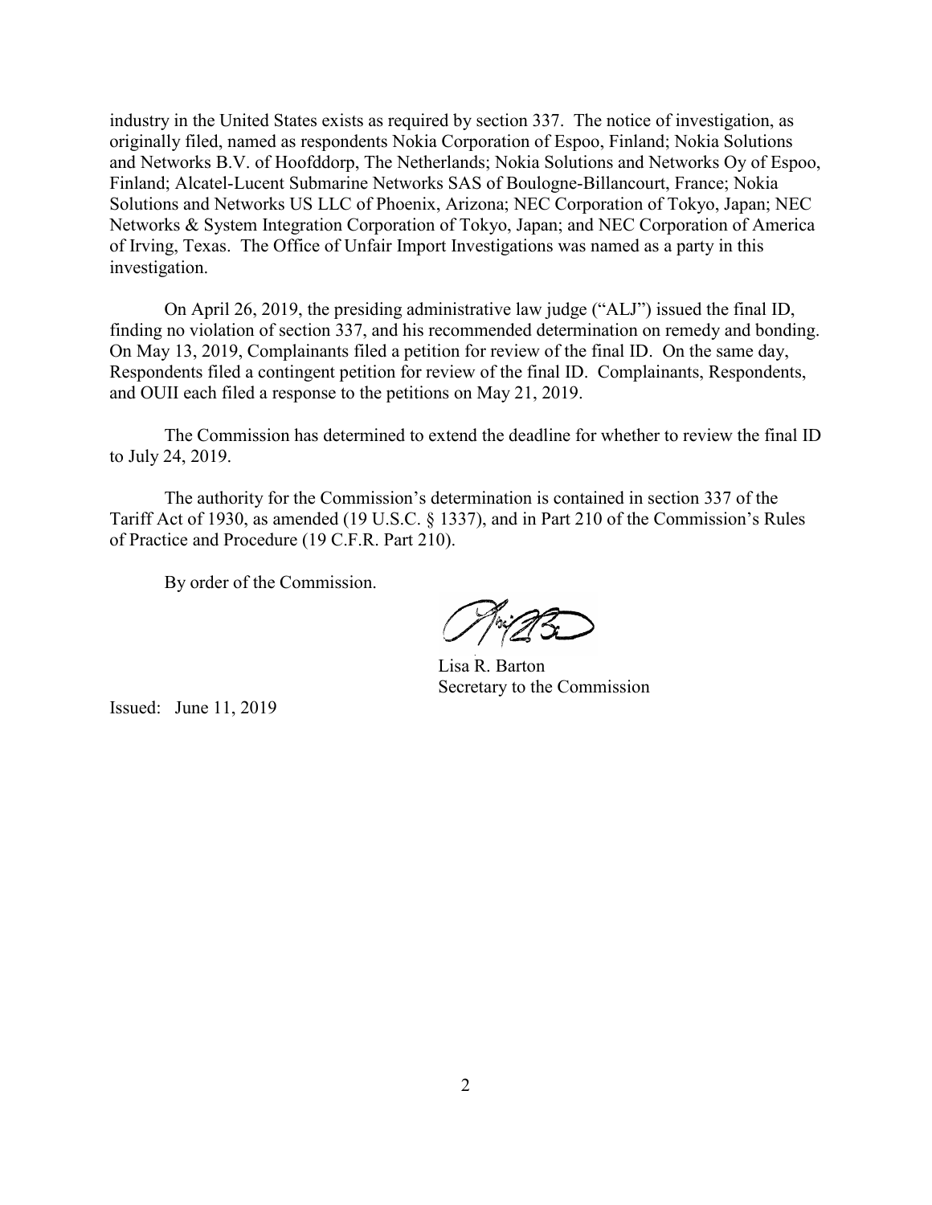industry in the United States exists as required by section 337. The notice of investigation, as originally filed, named as respondents Nokia Corporation of Espoo, Finland; Nokia Solutions and Networks B.V. of Hoofddorp, The Netherlands; Nokia Solutions and Networks Oy of Espoo, Finland; Alcatel-Lucent Submarine Networks SAS of Boulogne-Billancourt, France; Nokia Solutions and Networks US LLC of Phoenix, Arizona; NEC Corporation of Tokyo, Japan; NEC Networks & System Integration Corporation of Tokyo, Japan; and NEC Corporation of America of Irving, Texas. The Office of Unfair Import Investigations was named as a party in this investigation.

On April 26, 2019, the presiding administrative law judge ("ALJ") issued the final ID, finding no violation of section 337, and his recommended determination on remedy and bonding. On May 13, 2019, Complainants filed a petition for review of the final ID. On the same day, Respondents filed a contingent petition for review of the final ID. Complainants, Respondents, and OUII each filed a response to the petitions on May 21, 2019.

The Commission has determined to extend the deadline for whether to review the final ID to July 24, 2019.

The authority for the Commission's determination is contained in section 337 of the Tariff Act of 1930, as amended (19 U.S.C. § 1337), and in Part 210 of the Commission's Rules of Practice and Procedure (19 C.F.R. Part 210).

By order of the Commission.

Lisa R. Barton
Secretary to the Commission

Issued: June 11, 2019